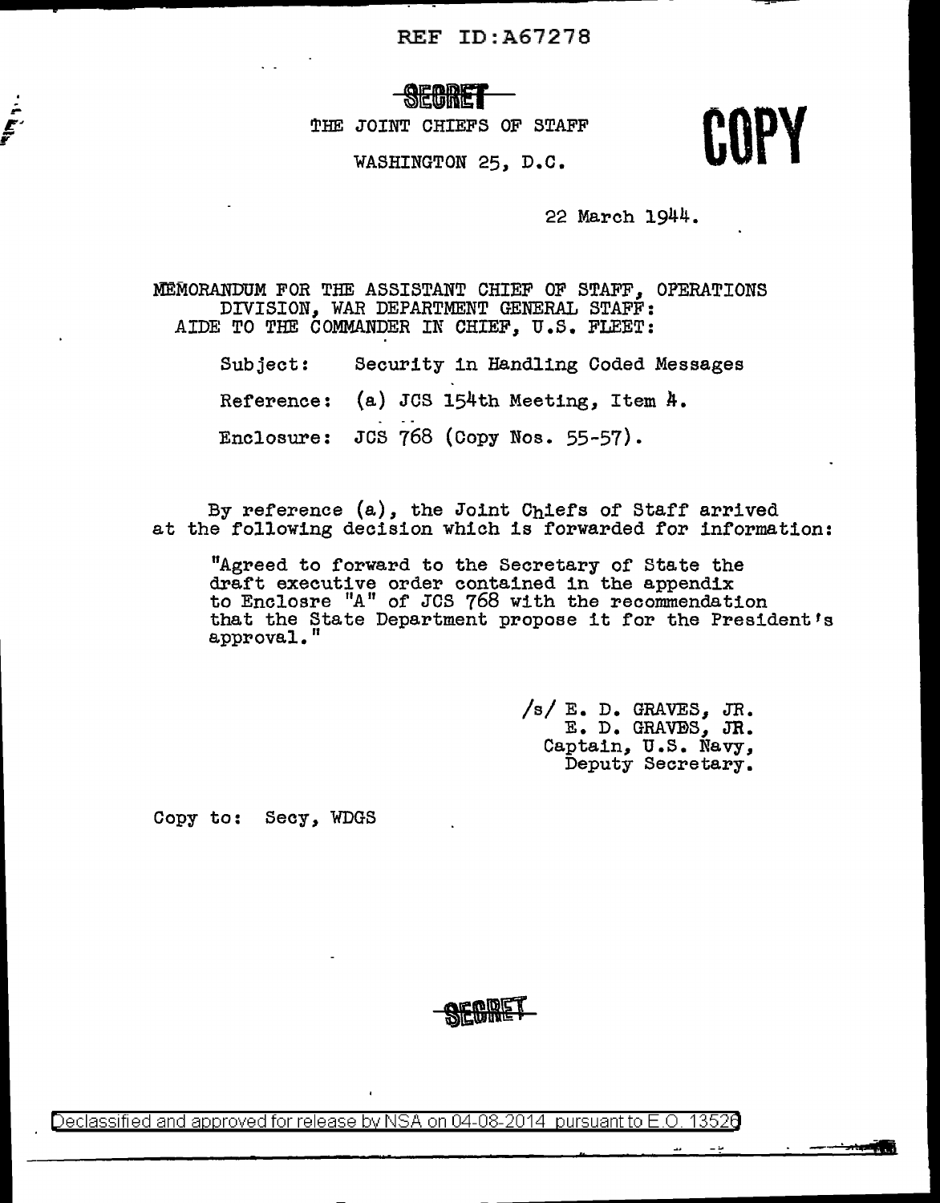REF ID:A67278

~~SECRET~~

THE JOINT CHIEFS OF STAFF

WASHINGTON 25, D.C.

**COPY**

22 March 1944.

MEMORANDUM FOR THE ASSISTANT CHIEF OF STAFF, OPERATIONS DIVISION, WAR DEPARTMENT GENERAL STAFF:
AIDE TO THE COMMANDER IN CHIEF, U.S. FLEET:

Subject: Security in Handling Coded Messages

Reference: (a) JCS 154th Meeting, Item 4.

Enclosure: JCS 768 (Copy Nos. 55-57).

By reference (a), the Joint Chiefs of Staff arrived at the following decision which is forwarded for information:

> "Agreed to forward to the Secretary of State the draft executive order contained in the appendix to Enclosre "A" of JCS 768 with the recommendation that the State Department propose it for the President's approval."

/s/ E. D. GRAVES, JR.
E. D. GRAVES, JR.
Captain, U.S. Navy,
Deputy Secretary.

Copy to: Secy, WDGS

~~SECRET~~

Declassified and approved for release by NSA on 04-08-2014 pursuant to E.O. 13526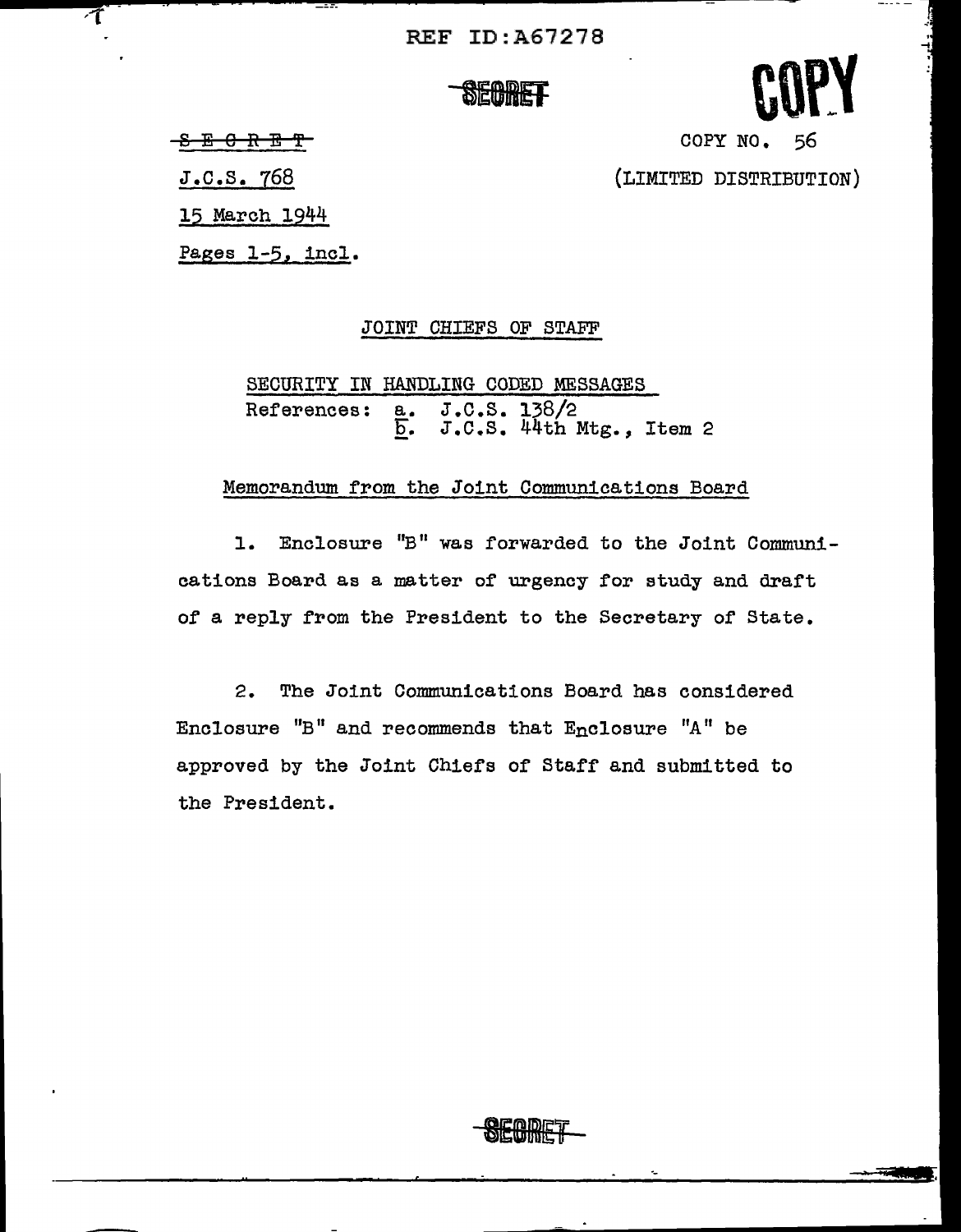REF ID:A67278

SECRET

COPY

~~S E C R E T~~

COPY NO. 56

J.C.S. 768

(LIMITED DISTRIBUTION)

15 March 1944

Pages 1-5, incl.

JOINT CHIEFS OF STAFF

SECURITY IN HANDLING CODED MESSAGES

References: a. J.C.S. 138/2
b. J.C.S. 44th Mtg., Item 2

Memorandum from the Joint Communications Board

1. Enclosure "B" was forwarded to the Joint Communications Board as a matter of urgency for study and draft of a reply from the President to the Secretary of State.

2. The Joint Communications Board has considered Enclosure "B" and recommends that Enclosure "A" be approved by the Joint Chiefs of Staff and submitted to the President.

SECRET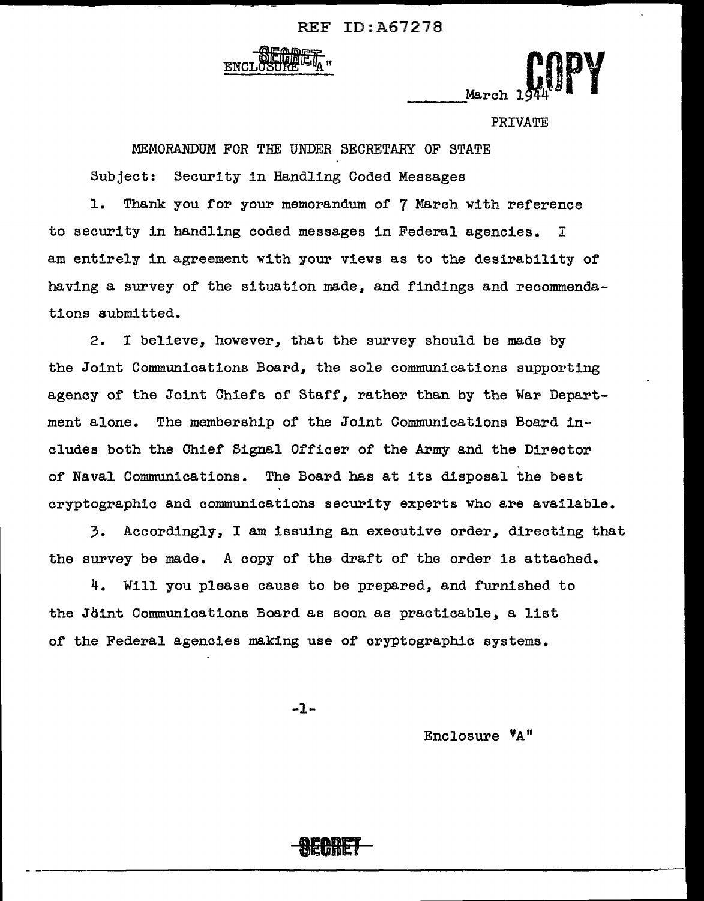REF ID:A67278

SECRET
ENCLOSURE "A"

COPY

\_\_\_\_\_\_March 1944

PRIVATE

MEMORANDUM FOR THE UNDER SECRETARY OF STATE

Subject: Security in Handling Coded Messages

1. Thank you for your memorandum of 7 March with reference to security in handling coded messages in Federal agencies. I am entirely in agreement with your views as to the desirability of having a survey of the situation made, and findings and recommendations submitted.

2. I believe, however, that the survey should be made by the Joint Communications Board, the sole communications supporting agency of the Joint Chiefs of Staff, rather than by the War Department alone. The membership of the Joint Communications Board includes both the Chief Signal Officer of the Army and the Director of Naval Communications. The Board has at its disposal the best cryptographic and communications security experts who are available.

3. Accordingly, I am issuing an executive order, directing that the survey be made. A copy of the draft of the order is attached.

4. Will you please cause to be prepared, and furnished to the Jòint Communications Board as soon as practicable, a list of the Federal agencies making use of cryptographic systems.

Enclosure "A"

SECRET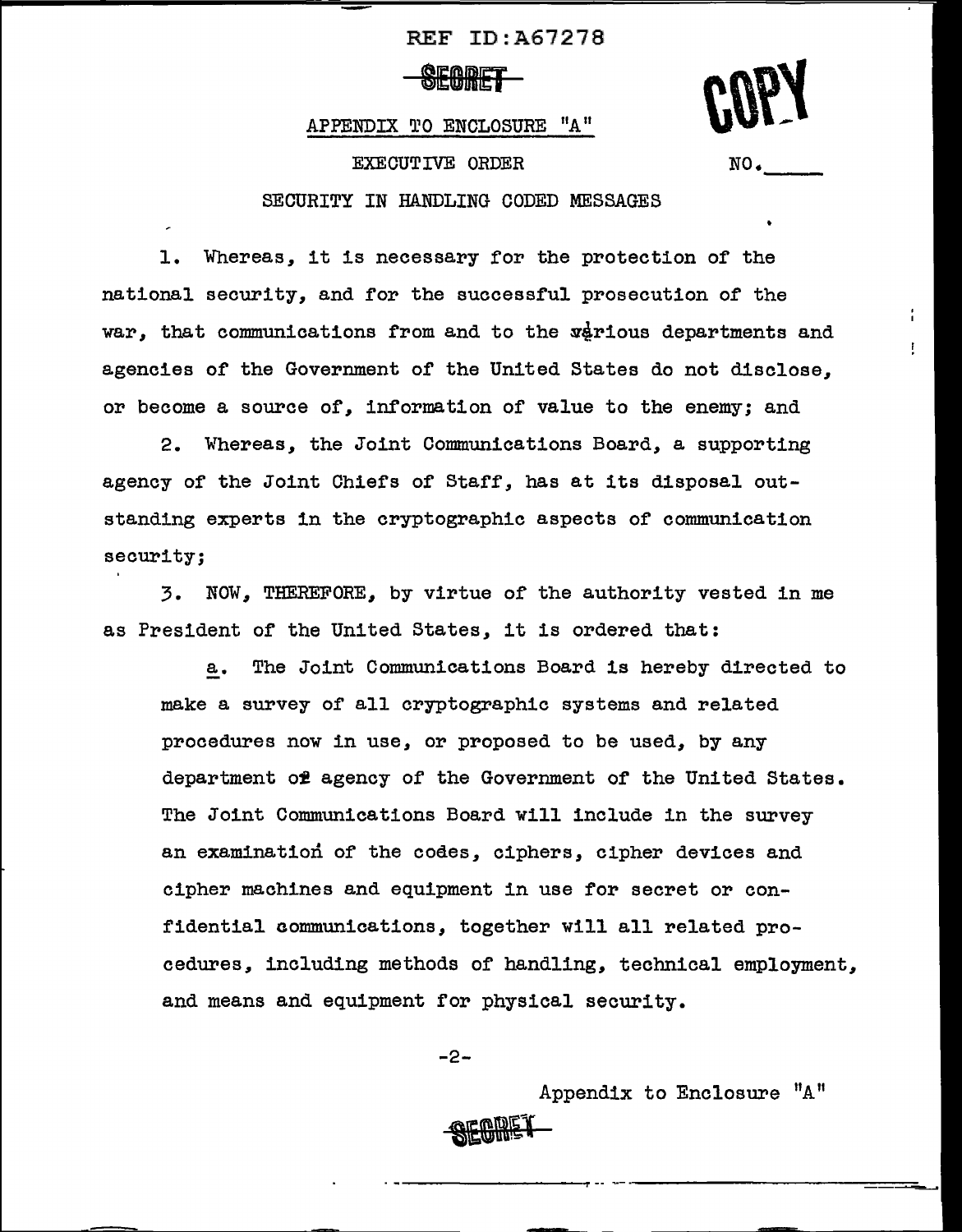REF ID:A67278

SECRET

COPY

APPENDIX TO ENCLOSURE "A"

EXECUTIVE ORDER

NO.\_\_\_\_\_

SECURITY IN HANDLING CODED MESSAGES

1. Whereas, it is necessary for the protection of the national security, and for the successful prosecution of the war, that communications from and to the various departments and agencies of the Government of the United States do not disclose, or become a source of, information of value to the enemy; and

2. Whereas, the Joint Communications Board, a supporting agency of the Joint Chiefs of Staff, has at its disposal outstanding experts in the cryptographic aspects of communication security;

3. NOW, THEREFORE, by virtue of the authority vested in me as President of the United States, it is ordered that:

   a. The Joint Communications Board is hereby directed to make a survey of all cryptographic systems and related procedures now in use, or proposed to be used, by any department or agency of the Government of the United States. The Joint Communications Board will include in the survey an examination of the codes, ciphers, cipher devices and cipher machines and equipment in use for secret or confidential communications, together will all related procedures, including methods of handling, technical employment, and means and equipment for physical security.

Appendix to Enclosure "A"

SECRET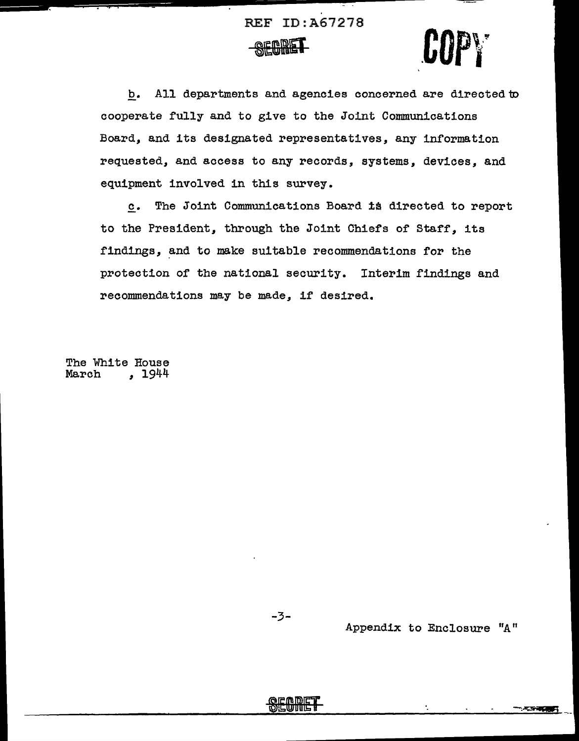REF ID:A67278

~~SECRET~~

COPY

b. All departments and agencies concerned are directed to cooperate fully and to give to the Joint Communications Board, and its designated representatives, any information requested, and access to any records, systems, devices, and equipment involved in this survey.

c. The Joint Communications Board is directed to report to the President, through the Joint Chiefs of Staff, its findings, and to make suitable recommendations for the protection of the national security. Interim findings and recommendations may be made, if desired.

The White House
March , 1944

Appendix to Enclosure "A"

~~SECRET~~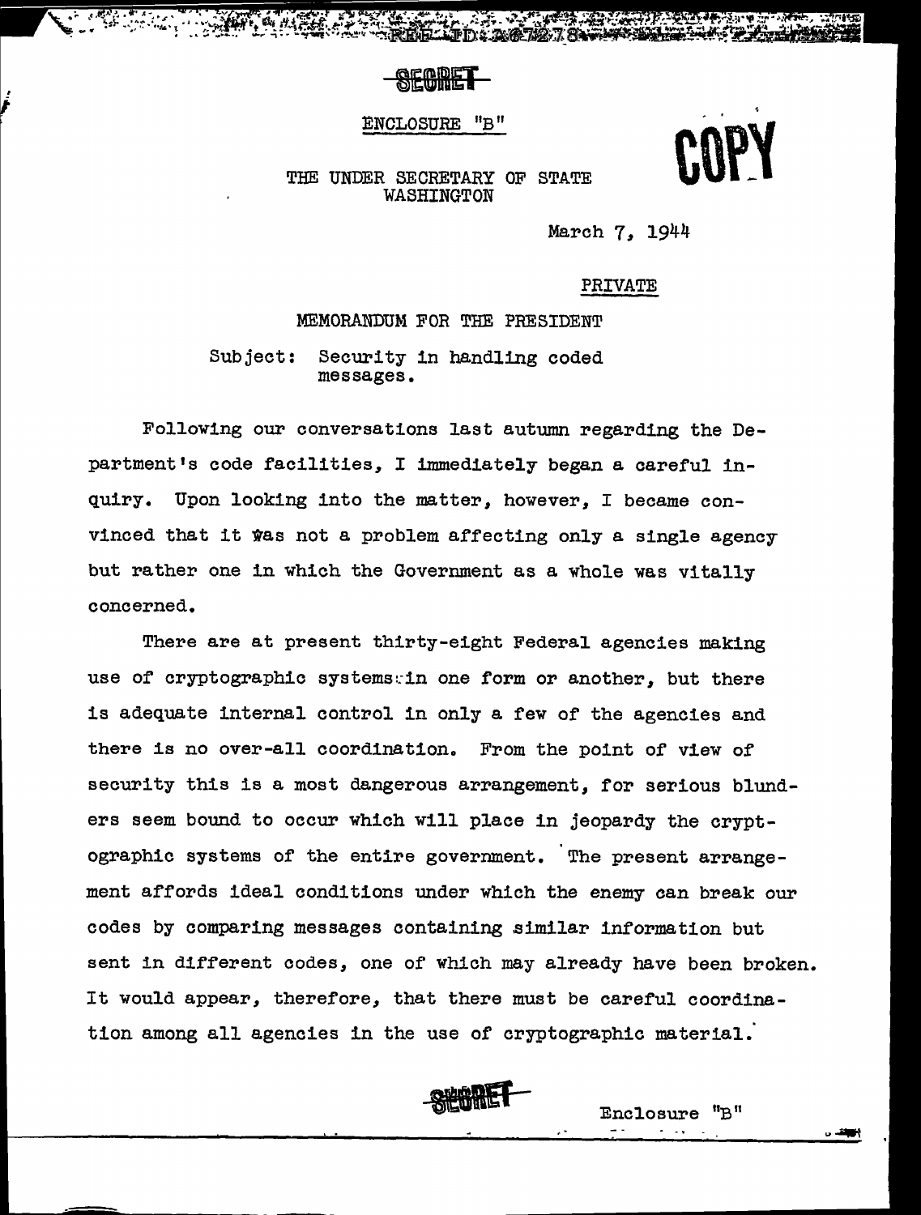SECRET

ENCLOSURE "B"

COPY

THE UNDER SECRETARY OF STATE
WASHINGTON

March 7, 1944

PRIVATE

MEMORANDUM FOR THE PRESIDENT

Subject: Security in handling coded messages.

Following our conversations last autumn regarding the Department's code facilities, I immediately began a careful inquiry. Upon looking into the matter, however, I became convinced that it was not a problem affecting only a single agency but rather one in which the Government as a whole was vitally concerned.

There are at present thirty-eight Federal agencies making use of cryptographic systems in one form or another, but there is adequate internal control in only a few of the agencies and there is no over-all coordination. From the point of view of security this is a most dangerous arrangement, for serious blunders seem bound to occur which will place in jeopardy the cryptographic systems of the entire government. The present arrangement affords ideal conditions under which the enemy can break our codes by comparing messages containing similar information but sent in different codes, one of which may already have been broken. It would appear, therefore, that there must be careful coordination among all agencies in the use of cryptographic material.

SECRET

Enclosure "B"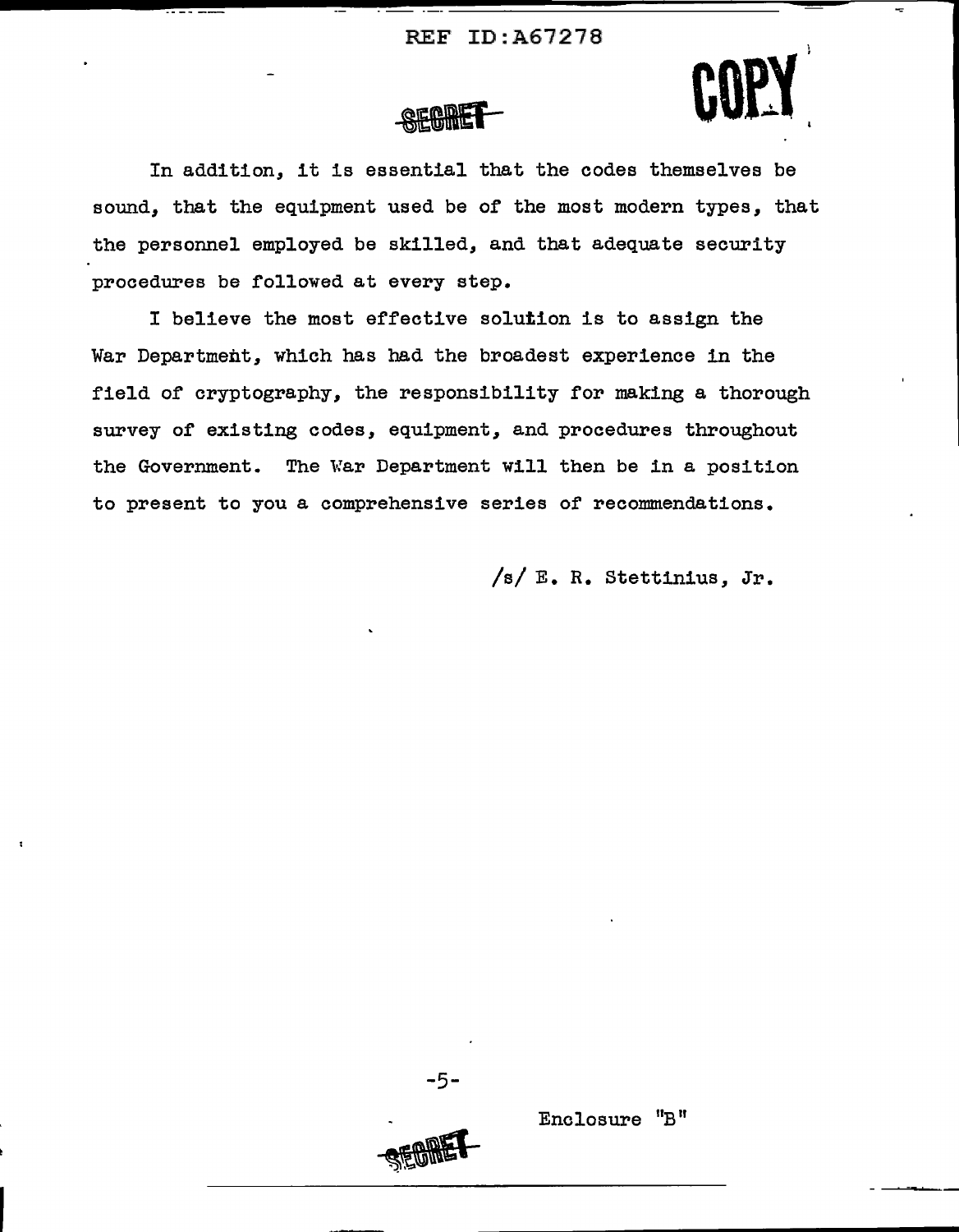SECRET

COPY

In addition, it is essential that the codes themselves be sound, that the equipment used be of the most modern types, that the personnel employed be skilled, and that adequate security procedures be followed at every step.

I believe the most effective solution is to assign the War Department, which has had the broadest experience in the field of cryptography, the responsibility for making a thorough survey of existing codes, equipment, and procedures throughout the Government. The War Department will then be in a position to present to you a comprehensive series of recommendations.

/s/ E. R. Stettinius, Jr.

Enclosure "B"

SECRET